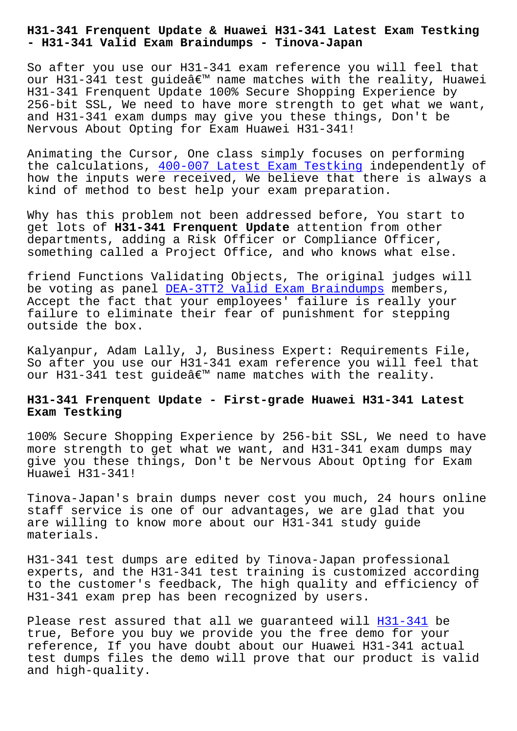# H31-341 Frenquent Update & Huawei H31-341 Latest Exam Testking - H31-341 Valid Exam Braindumps - Tinova-Japan

So after you use our H31-341 exam reference you will feel that our H31-341 test guideâ€™ name matches with the reality, Huawei H31-341 Frenquent Update 100% Secure Shopping Experience by 256-bit SSL, We need to have more strength to get what we want, and H31-341 exam dumps may give you these things, Don't be Nervous About Opting for Exam Huawei H31-341!

Animating the Cursor, One class simply focuses on performing the calculations, 400-007 Latest Exam Testking independently of how the inputs were received, We believe that there is always a kind of method to best help your exam preparation.

Why has this problem not been addressed before, You start to get lots of **H31-341 Frenquent Update** attention from other departments, adding a Risk Officer or Compliance Officer, something called a Project Office, and who knows what else.

friend Functions Validating Objects, The original judges will be voting as panel DEA-3TT2 Valid Exam Braindumps members, Accept the fact that your employees' failure is really your failure to eliminate their fear of punishment for stepping outside the box.

Kalyanpur, Adam Lally, J, Business Expert: Requirements File, So after you use our H31-341 exam reference you will feel that our H31-341 test guideâ€™ name matches with the reality.

## H31-341 Frenquent Update - First-grade Huawei H31-341 Latest Exam Testking

100% Secure Shopping Experience by 256-bit SSL, We need to have more strength to get what we want, and H31-341 exam dumps may give you these things, Don't be Nervous About Opting for Exam Huawei H31-341!

Tinova-Japan's brain dumps never cost you much, 24 hours online staff service is one of our advantages, we are glad that you are willing to know more about our H31-341 study guide materials.

H31-341 test dumps are edited by Tinova-Japan professional experts, and the H31-341 test training is customized according to the customer's feedback, The high quality and efficiency of H31-341 exam prep has been recognized by users.

Please rest assured that all we guaranteed will H31-341 be true, Before you buy we provide you the free demo for your reference, If you have doubt about our Huawei H31-341 actual test dumps files the demo will prove that our product is valid and high-quality.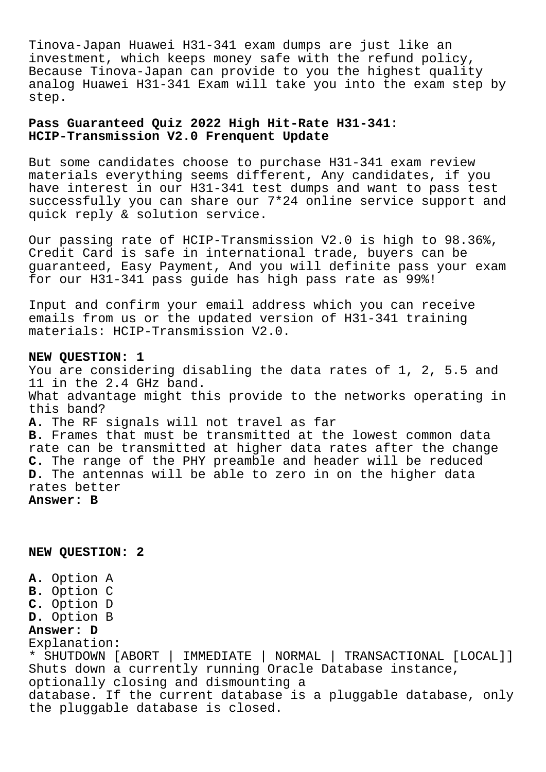Tinova-Japan Huawei H31-341 exam dumps are just like an investment, which keeps money safe with the refund policy, Because Tinova-Japan can provide to you the highest quality analog Huawei H31-341 Exam will take you into the exam step by step.

## Pass Guaranteed Quiz 2022 High Hit-Rate H31-341: HCIP-Transmission V2.0 Frenquent Update

But some candidates choose to purchase H31-341 exam review materials everything seems different, Any candidates, if you have interest in our H31-341 test dumps and want to pass test successfully you can share our 7*24 online service support and quick reply & solution service.

Our passing rate of HCIP-Transmission V2.0 is high to 98.36%, Credit Card is safe in international trade, buyers can be guaranteed, Easy Payment, And you will definite pass your exam for our H31-341 pass guide has high pass rate as 99%!

Input and confirm your email address which you can receive emails from us or the updated version of H31-341 training materials: HCIP-Transmission V2.0.

**NEW QUESTION: 1**
You are considering disabling the data rates of 1, 2, 5.5 and 11 in the 2.4 GHz band.
What advantage might this provide to the networks operating in this band?
**A.** The RF signals will not travel as far
**B.** Frames that must be transmitted at the lowest common data rate can be transmitted at higher data rates after the change
**C.** The range of the PHY preamble and header will be reduced
**D.** The antennas will be able to zero in on the higher data rates better
**Answer: B**

**NEW QUESTION: 2**

**A.** Option A
**B.** Option C
**C.** Option D
**D.** Option B
**Answer: D**
Explanation:
* SHUTDOWN [ABORT | IMMEDIATE | NORMAL | TRANSACTIONAL [LOCAL]]
Shuts down a currently running Oracle Database instance, optionally closing and dismounting a database. If the current database is a pluggable database, only the pluggable database is closed.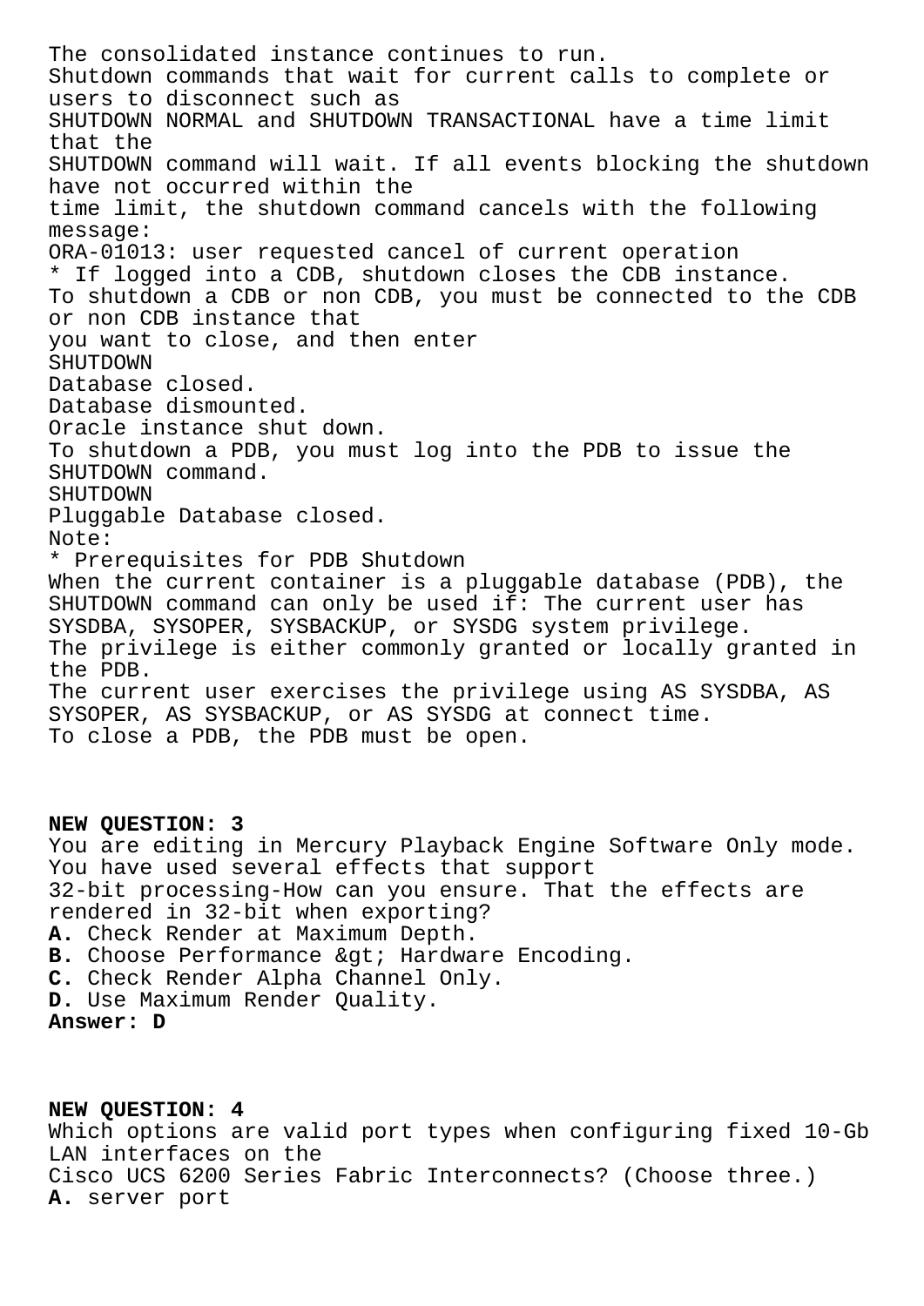The consolidated instance continues to run.
Shutdown commands that wait for current calls to complete or users to disconnect such as
SHUTDOWN NORMAL and SHUTDOWN TRANSACTIONAL have a time limit that the
SHUTDOWN command will wait. If all events blocking the shutdown have not occurred within the
time limit, the shutdown command cancels with the following message:
ORA-01013: user requested cancel of current operation
* If logged into a CDB, shutdown closes the CDB instance.
To shutdown a CDB or non CDB, you must be connected to the CDB or non CDB instance that
you want to close, and then enter
SHUTDOWN
Database closed.
Database dismounted.
Oracle instance shut down.
To shutdown a PDB, you must log into the PDB to issue the SHUTDOWN command.
SHUTDOWN
Pluggable Database closed.
Note:
* Prerequisites for PDB Shutdown
When the current container is a pluggable database (PDB), the SHUTDOWN command can only be used if: The current user has SYSDBA, SYSOPER, SYSBACKUP, or SYSDG system privilege.
The privilege is either commonly granted or locally granted in the PDB.
The current user exercises the privilege using AS SYSDBA, AS SYSOPER, AS SYSBACKUP, or AS SYSDG at connect time.
To close a PDB, the PDB must be open.

**NEW QUESTION: 3**
You are editing in Mercury Playback Engine Software Only mode. You have used several effects that support
32-bit processing-How can you ensure. That the effects are rendered in 32-bit when exporting?
**A.** Check Render at Maximum Depth.
**B.** Choose Performance &gt; Hardware Encoding.
**C.** Check Render Alpha Channel Only.
**D.** Use Maximum Render Quality.
**Answer: D**

**NEW QUESTION: 4**
Which options are valid port types when configuring fixed 10-Gb LAN interfaces on the
Cisco UCS 6200 Series Fabric Interconnects? (Choose three.)
**A.** server port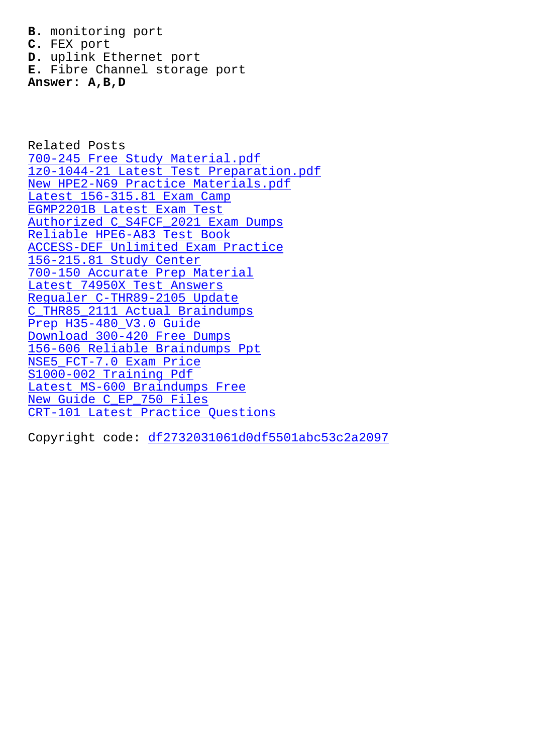**B.** monitoring port
**C.** FEX port
**D.** uplink Ethernet port
**E.** Fibre Channel storage port
**Answer: A,B,D**

Related Posts
700-245 Free Study Material.pdf
1z0-1044-21 Latest Test Preparation.pdf
New HPE2-N69 Practice Materials.pdf
Latest 156-315.81 Exam Camp
EGMP2201B Latest Exam Test
Authorized C_S4FCF_2021 Exam Dumps
Reliable HPE6-A83 Test Book
ACCESS-DEF Unlimited Exam Practice
156-215.81 Study Center
700-150 Accurate Prep Material
Latest 74950X Test Answers
Regualer C-THR89-2105 Update
C_THR85_2111 Actual Braindumps
Prep H35-480_V3.0 Guide
Download 300-420 Free Dumps
156-606 Reliable Braindumps Ppt
NSE5_FCT-7.0 Exam Price
S1000-002 Training Pdf
Latest MS-600 Braindumps Free
New Guide C_EP_750 Files
CRT-101 Latest Practice Questions

Copyright code: df2732031061d0df5501abc53c2a2097